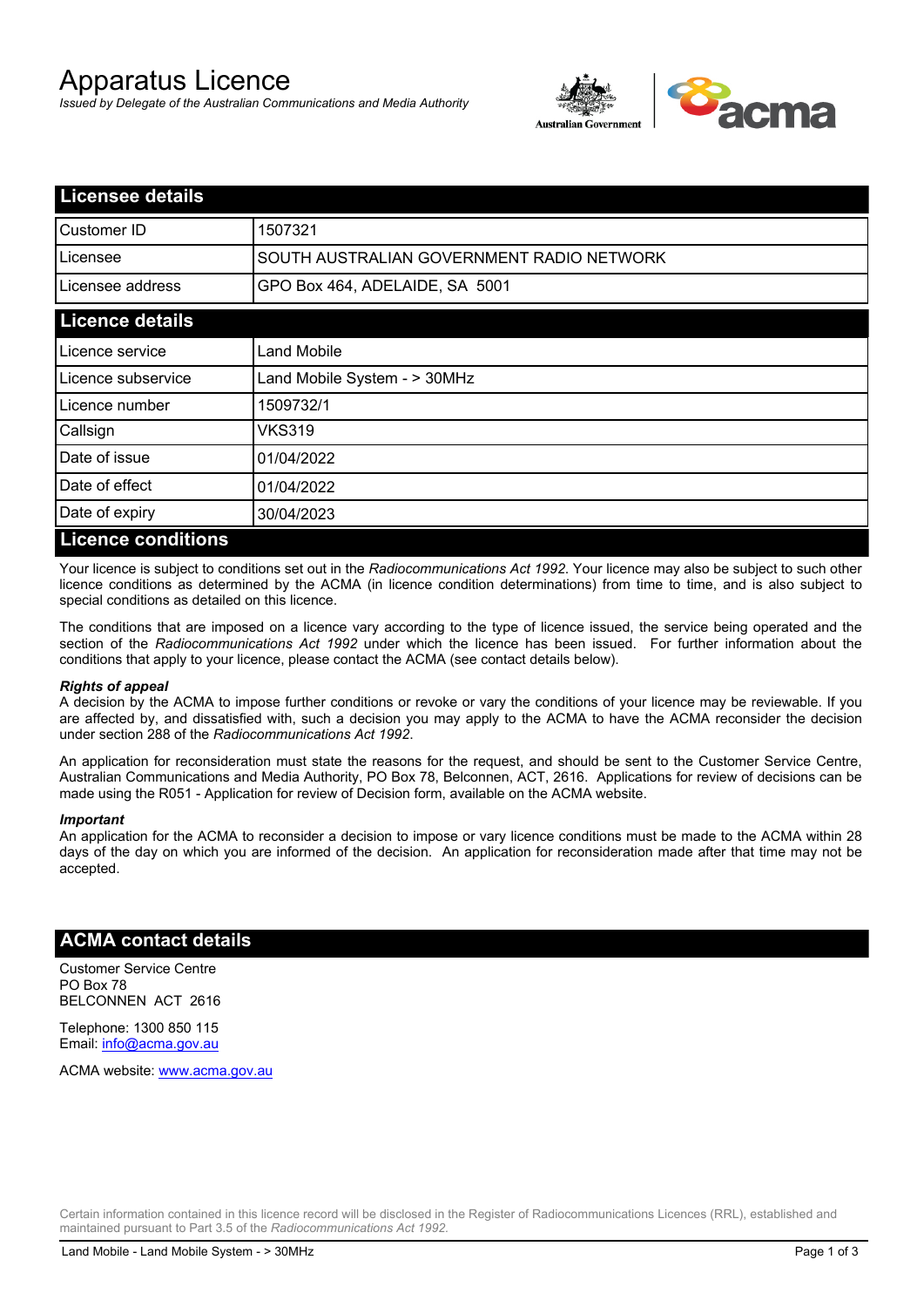# Apparatus Licence

*Issued by Delegate of the Australian Communications and Media Authority*

## Licensee details

| | |
|---|---|
| Customer ID | 1507321 |
| Licensee | SOUTH AUSTRALIAN GOVERNMENT RADIO NETWORK |
| Licensee address | GPO Box 464, ADELAIDE, SA 5001 |

## Licence details

| | |
|---|---|
| Licence service | Land Mobile |
| Licence subservice | Land Mobile System - > 30MHz |
| Licence number | 1509732/1 |
| Callsign | VKS319 |
| Date of issue | 01/04/2022 |
| Date of effect | 01/04/2022 |
| Date of expiry | 30/04/2023 |

## Licence conditions

Your licence is subject to conditions set out in the *Radiocommunications Act 1992*. Your licence may also be subject to such other licence conditions as determined by the ACMA (in licence condition determinations) from time to time, and is also subject to special conditions as detailed on this licence.

The conditions that are imposed on a licence vary according to the type of licence issued, the service being operated and the section of the *Radiocommunications Act 1992* under which the licence has been issued. For further information about the conditions that apply to your licence, please contact the ACMA (see contact details below).

***Rights of appeal***

A decision by the ACMA to impose further conditions or revoke or vary the conditions of your licence may be reviewable. If you are affected by, and dissatisfied with, such a decision you may apply to the ACMA to have the ACMA reconsider the decision under section 288 of the *Radiocommunications Act 1992*.

An application for reconsideration must state the reasons for the request, and should be sent to the Customer Service Centre, Australian Communications and Media Authority, PO Box 78, Belconnen, ACT, 2616. Applications for review of decisions can be made using the R051 - Application for review of Decision form, available on the ACMA website.

***Important***

An application for the ACMA to reconsider a decision to impose or vary licence conditions must be made to the ACMA within 28 days of the day on which you are informed of the decision. An application for reconsideration made after that time may not be accepted.

## ACMA contact details

Customer Service Centre
PO Box 78
BELCONNEN ACT 2616

Telephone: 1300 850 115
Email: info@acma.gov.au

ACMA website: www.acma.gov.au

Certain information contained in this licence record will be disclosed in the Register of Radiocommunications Licences (RRL), established and maintained pursuant to Part 3.5 of the *Radiocommunications Act 1992.*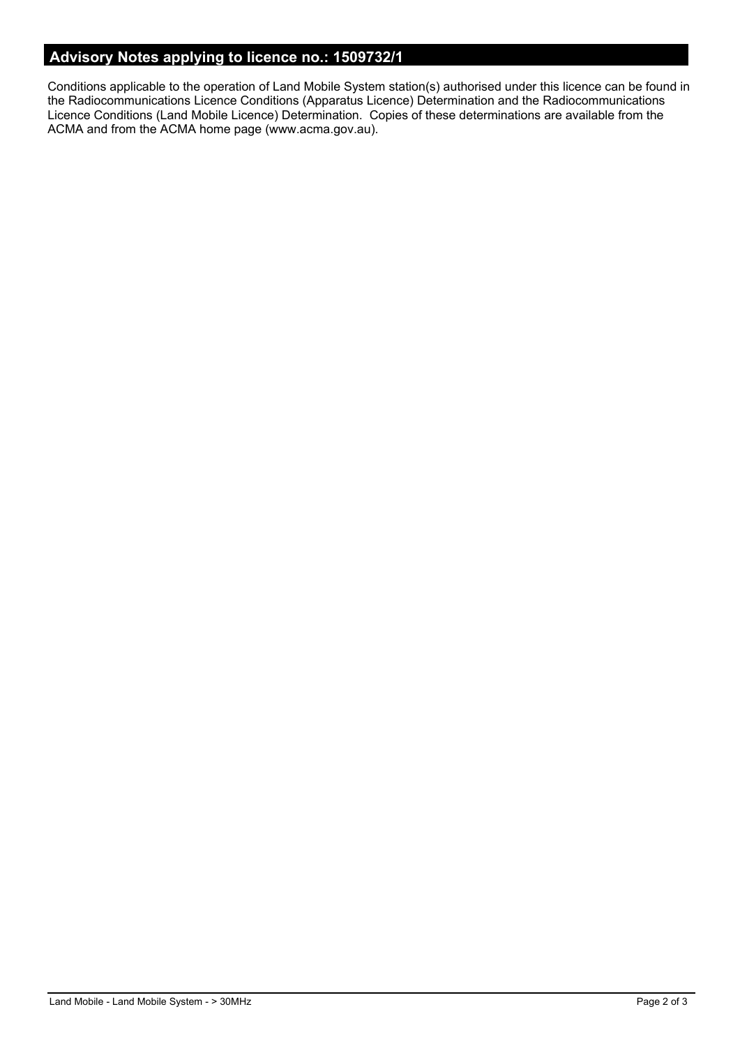## Advisory Notes applying to licence no.: 1509732/1

Conditions applicable to the operation of Land Mobile System station(s) authorised under this licence can be found in the Radiocommunications Licence Conditions (Apparatus Licence) Determination and the Radiocommunications Licence Conditions (Land Mobile Licence) Determination. Copies of these determinations are available from the ACMA and from the ACMA home page (www.acma.gov.au).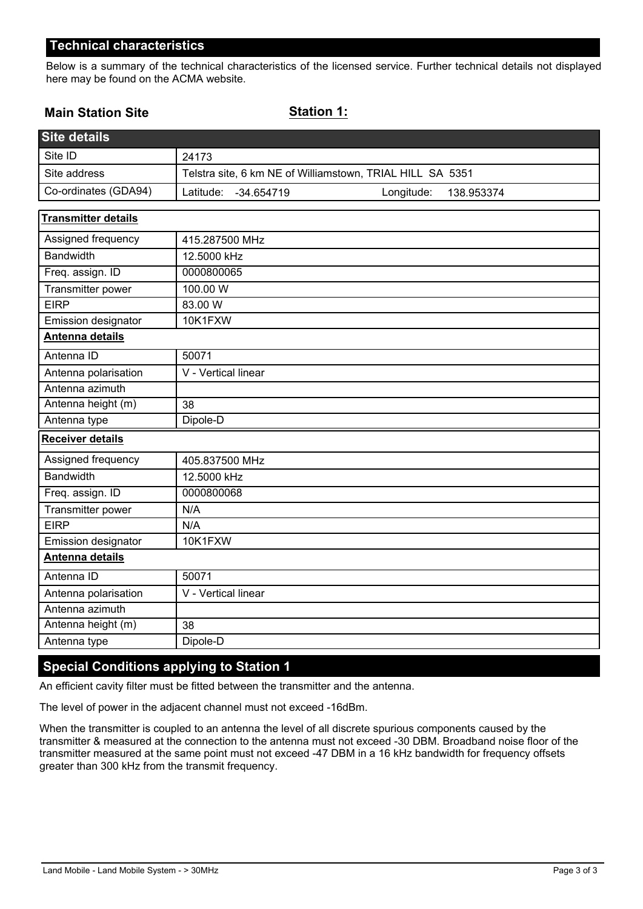## Technical characteristics

Below is a summary of the technical characteristics of the licensed service. Further technical details not displayed here may be found on the ACMA website.

**Main Station Site** **Station 1:**

| Site details | |
|---|---|
| Site ID | 24173 |
| Site address | Telstra site, 6 km NE of Williamstown, TRIAL HILL SA 5351 |
| Co-ordinates (GDA94) | Latitude: -34.654719 Longitude: 138.953374 |

| **Transmitter details** | |
|---|---|
| Assigned frequency | 415.287500 MHz |
| Bandwidth | 12.5000 kHz |
| Freq. assign. ID | 0000800065 |
| Transmitter power | 100.00 W |
| EIRP | 83.00 W |
| Emission designator | 10K1FXW |
| **Antenna details** | |
| Antenna ID | 50071 |
| Antenna polarisation | V - Vertical linear |
| Antenna azimuth | |
| Antenna height (m) | 38 |
| Antenna type | Dipole-D |
| **Receiver details** | |
| Assigned frequency | 405.837500 MHz |
| Bandwidth | 12.5000 kHz |
| Freq. assign. ID | 0000800068 |
| Transmitter power | N/A |
| EIRP | N/A |
| Emission designator | 10K1FXW |
| **Antenna details** | |
| Antenna ID | 50071 |
| Antenna polarisation | V - Vertical linear |
| Antenna azimuth | |
| Antenna height (m) | 38 |
| Antenna type | Dipole-D |

## Special Conditions applying to Station 1

An efficient cavity filter must be fitted between the transmitter and the antenna.

The level of power in the adjacent channel must not exceed -16dBm.

When the transmitter is coupled to an antenna the level of all discrete spurious components caused by the transmitter & measured at the connection to the antenna must not exceed -30 DBM. Broadband noise floor of the transmitter measured at the same point must not exceed -47 DBM in a 16 kHz bandwidth for frequency offsets greater than 300 kHz from the transmit frequency.